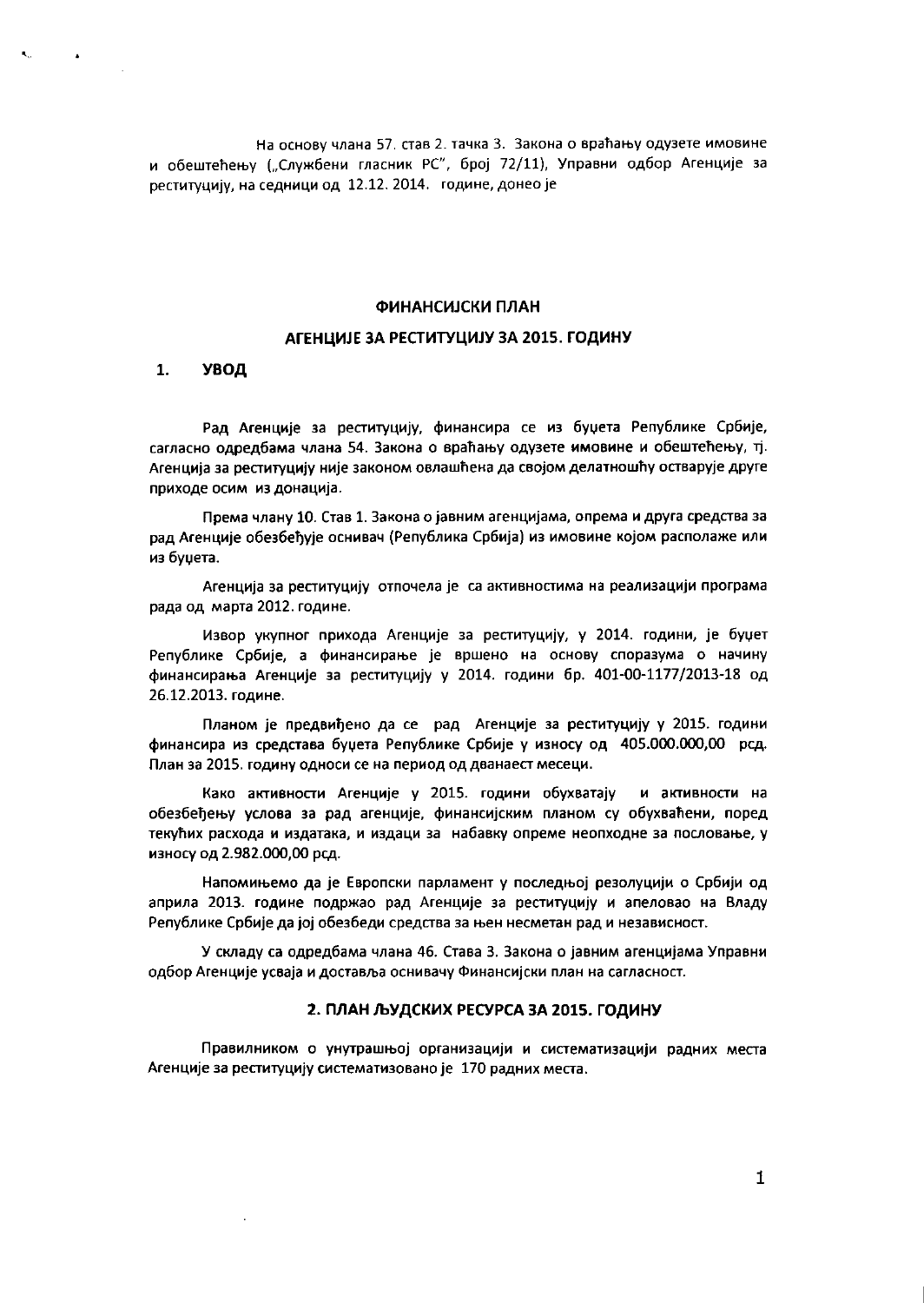На основу члана 57. став 2. тачка 3. Закона о враћању одузете имовине и обештећењу („Службени гласник РС", број 72/11), Управни одбор Агенције за реституцију, на седници од 12.12. 2014. године, донео је

## ФИНАНСИЈСКИ ПЛАН

## АГЕНЦИЈЕ ЗА РЕСТИТУЦИЈУ ЗА 2015. ГОДИНУ

### 1. УВОД

Рад Агенције за реституцију, финансира се из буџета Републике Србије, сагласно одредбама члана 54. Закона о враћању одузете имовине и обештећењу, тј. Агенција за реституцију није законом овлашћена да својом делатношћу остварује друге приходе осим из донација.

Према члану 10. Став 1. Закона о јавним агенцијама, опрема и друга средства за рад Агенције обезбеђује оснивач (Република Србија) из имовине којом располаже или из буџета.

Агенција за реституцију отпочела је са активностима на реализацији програма рада од марта 2012. године.

Извор укупног прихода Агенције за реституцију, у 2014. години, је буџет Републике Србије, а финансирање је вршено на основу споразума о начину финансирања Агенције за реституцију у 2014. години бр. 401-00-1177/2013-18 од 26.12.2013. године.

Планом је предвиђено да се рад Агенције за реституцију у 2015. години финансира из средстава буџета Републике Србије у износу од 405.000.000,00 рсд. План за 2015. годину односи се на период од дванаест месеци.

Како активности Агенције у 2015. години обухватају и активности на обезбеђењу услова за рад агенције, финансијским планом су обухваћени, поред текућих расхода и издатака, и издаци за набавку опреме неопходне за пословање, у износу од 2.982.000,00 рсд.

Напомињемо да је Европски парламент у последњој резолуцији о Србији од априла 2013. године подржао рад Агенције за реституцију и апеловао на Владу Републике Србије да јој обезбеди средства за њен несметан рад и независност.

У складу са одредбама члана 46. Става 3. Закона о јавним агенцијама Управни одбор Агенције усваја и доставља оснивачу Финансијски план на сагласност.

### 2. ПЛАН ЉУДСКИХ РЕСУРСА ЗА 2015. ГОДИНУ

Правилником о унутрашњој организацији и систематизацији радних места Агенције за реституцију систематизовано је 170 радних места.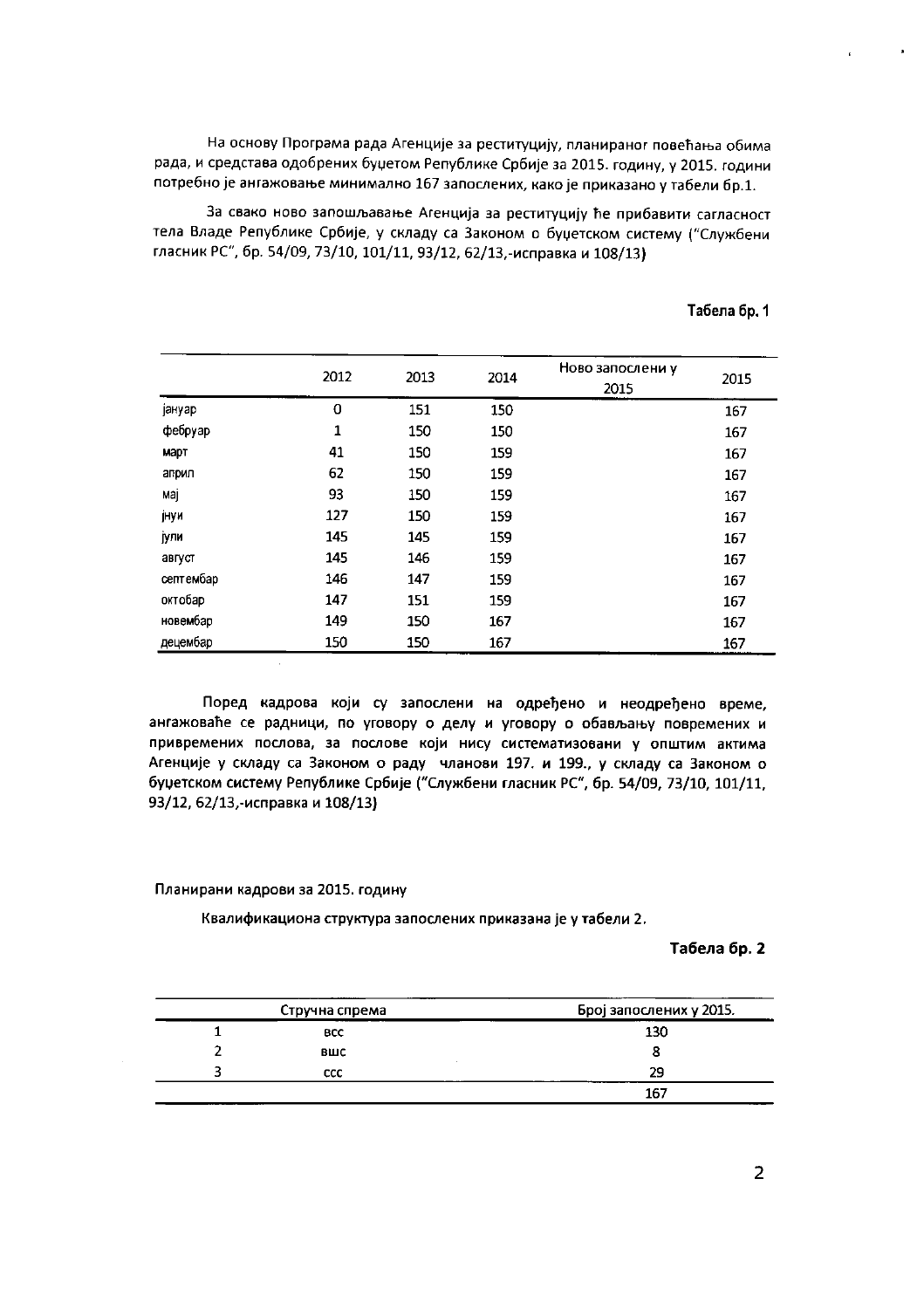На основу Програма рада Агенције за реституцију, планираног повећања обима рада, и средстава одобрених буџетом Републике Србије за 2015. годину, у 2015. години потребно је ангажовање минимално 167 запослених, како је приказано у табели бр.1.

За свако ново запошљавање Агенција за реституцију ће прибавити сагласност тела Владе Републике Србије, у складу са Законом о буџетском систему ("Службени гласник РС", бр. 54/09, 73/10, 101/11, 93/12, 62/13,-исправка и 108/13)

**Табела бр. 1**

| | 2012 | 2013 | 2014 | Ново запослени у 2015 | 2015 |
|---|---|---|---|---|---|
| јануар | 0 | 151 | 150 | | 167 |
| фебруар | 1 | 150 | 150 | | 167 |
| март | 41 | 150 | 159 | | 167 |
| април | 62 | 150 | 159 | | 167 |
| мај | 93 | 150 | 159 | | 167 |
| јнуи | 127 | 150 | 159 | | 167 |
| јули | 145 | 145 | 159 | | 167 |
| август | 145 | 146 | 159 | | 167 |
| септембар | 146 | 147 | 159 | | 167 |
| октобар | 147 | 151 | 159 | | 167 |
| новембар | 149 | 150 | 167 | | 167 |
| децембар | 150 | 150 | 167 | | 167 |

Поред кадрова који су запослени на одређено и неодређено време, ангажоваће се радници, по уговору о делу и уговору о обављању повремених и привремених послова, за послове који нису систематизовани у општим актима Агенције у складу са Законом о раду чланови 197. и 199., у складу са Законом о буџетском систему Републике Србије ("Службени гласник РС", бр. 54/09, 73/10, 101/11, 93/12, 62/13,-исправка и 108/13)

Планирани кадрови за 2015. годину

Квалификациона структура запослених приказана је у табели 2.

**Табела бр. 2**

| | Стручна спрема | Број запослених у 2015. |
|---|---|---|
| 1 | всс | 130 |
| 2 | вшс | 8 |
| 3 | ссс | 29 |
| | | 167 |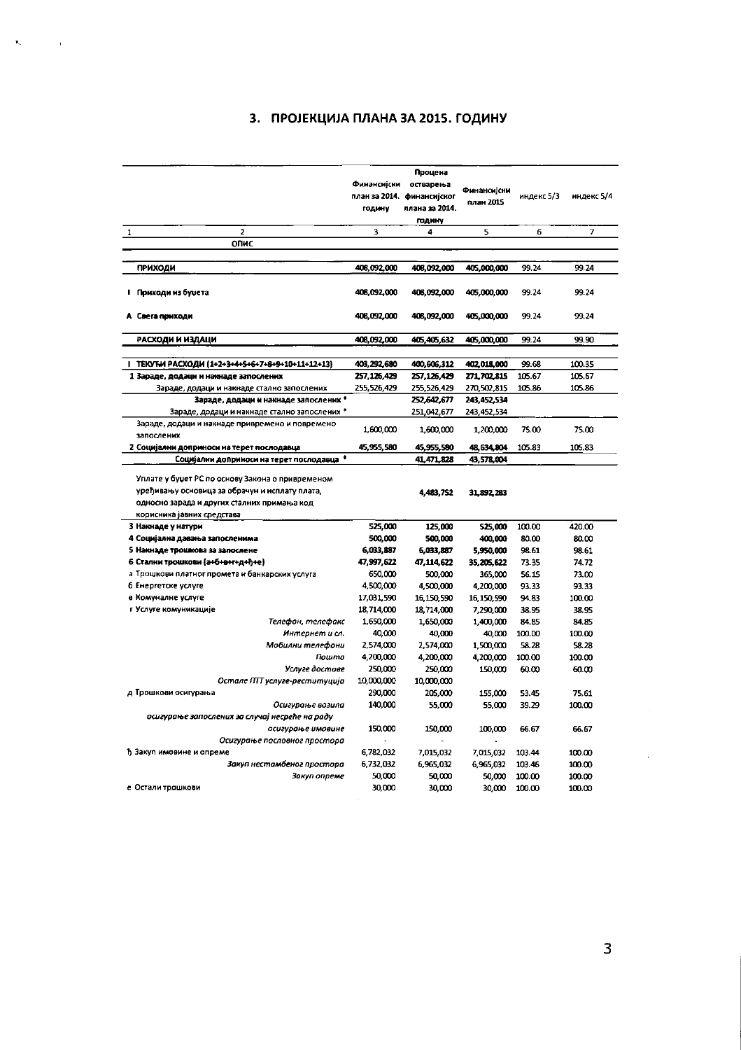## 3. ПРОЈЕКЦИЈА ПЛАНА ЗА 2015. ГОДИНУ

| 1 | 2<br>ОПИС | Финансијски план за 2014. годину<br>3 | Процена остварења финансијског плана за 2014. годину<br>4 | Финансијски план 2015<br>5 | индекс 5/3<br>6 | индекс 5/4<br>7 |
|---|---|---|---|---|---|---|
| | **ПРИХОДИ** | 408,092,000 | 408,092,000 | 405,000,000 | 99.24 | 99.24 |
| | **I Приходи из буџета** | 408,092,000 | 408,092,000 | 405,000,000 | 99.24 | 99.24 |
| | **А Свега приходи** | 408,092,000 | 408,092,000 | 405,000,000 | 99.24 | 99.24 |
| | **РАСХОДИ И ИЗДАЦИ** | 408,092,000 | 405,405,632 | 405,000,000 | 99.24 | 99.90 |
| | **I ТЕКУЋИ РАСХОДИ (1+2+3+4+5+6+7+8+9+10+11+12+13)** | 403,292,680 | 400,606,312 | 402,018,000 | 99.68 | 100.35 |
| | **1 Зараде, додаци и накнаде запослених** | 257,126,429 | 257,126,429 | 271,702,815 | 105.67 | 105.67 |
| | Зараде, додаци и накнаде стално запослених | 255,526,429 | 255,526,429 | 270,502,815 | 105.86 | 105.86 |
| | **Зараде, додаци и накнаде запослених \*** | | 252,642,677 | 243,452,534 | | |
| | Зараде, додаци и накнаде стално запослених \* | | 251,042,677 | 243,452,534 | | |
| | Зараде, додаци и накнаде привремено и повремено запослених | 1,600,000 | 1,600,000 | 1,200,000 | 75.00 | 75.00 |
| | **2 Социјални доприноси на терет послодавца** | 45,955,580 | 45,955,580 | 48,634,804 | 105.83 | 105.83 |
| | **Социјални доприноси на терет послодавца \*** | | 41,471,828 | 43,578,004 | | |
| | Уплате у буџет РС по основу Закона о привременом уређивању основица за обрачун и исплату плата, односно зарада и других сталних примања код корисника јавних средстава | | 4,483,752 | 31,892,283 | | |
| | **3 Накнаде у натури** | 525,000 | 125,000 | 525,000 | 100.00 | 420.00 |
| | **4 Социјална давања запосленима** | 500,000 | 500,000 | 400,000 | 80.00 | 80.00 |
| | **5 Накнаде трошкова за запослене** | 6,033,887 | 6,033,887 | 5,950,000 | 98.61 | 98.61 |
| | **6 Стални трошкови (а+б+в+г+д+ђ+е)** | 47,997,622 | 47,114,622 | 35,205,622 | 73.35 | 74.72 |
| | а Трошкови платног промета и банкарских услуга | 650,000 | 500,000 | 365,000 | 56.15 | 73.00 |
| | б Енергетске услуге | 4,500,000 | 4,500,000 | 4,200,000 | 93.33 | 93.33 |
| | в Комуналне услуге | 17,031,590 | 16,150,590 | 16,150,590 | 94.83 | 100.00 |
| | г Услуге комуникације | 18,714,000 | 18,714,000 | 7,290,000 | 38.95 | 38.95 |
| | *Телефон, телефакс* | 1,650,000 | 1,650,000 | 1,400,000 | 84.85 | 84.85 |
| | *Интернет и сл.* | 40,000 | 40,000 | 40,000 | 100.00 | 100.00 |
| | *Мобилни телефони* | 2,574,000 | 2,574,000 | 1,500,000 | 58.28 | 58.28 |
| | *Пошта* | 4,200,000 | 4,200,000 | 4,200,000 | 100.00 | 100.00 |
| | *Услуге доставе* | 250,000 | 250,000 | 150,000 | 60.00 | 60.00 |
| | *Остале ПТТ услуге-реституција* | 10,000,000 | 10,000,000 | | | |
| | д Трошкови осигурања | 290,000 | 205,000 | 155,000 | 53.45 | 75.61 |
| | *Осигурање возила* | 140,000 | 55,000 | 55,000 | 39.29 | 100.00 |
| | *осигурање запослених за случај несреће на раду* | | | | | |
| | *осигурање имовине* | 150,000 | 150,000 | 100,000 | 66.67 | 66.67 |
| | *Осигурање пословног простора* | - | - | - | | |
| | ђ Закуп имовине и опреме | 6,782,032 | 7,015,032 | 7,015,032 | 103.44 | 100.00 |
| | *Закуп нестамбеног простора* | 6,732,032 | 6,965,032 | 6,965,032 | 103.46 | 100.00 |
| | *Закуп опреме* | 50,000 | 50,000 | 50,000 | 100.00 | 100.00 |
| | е Остали трошкови | 30,000 | 30,000 | 30,000 | 100.00 | 100.00 |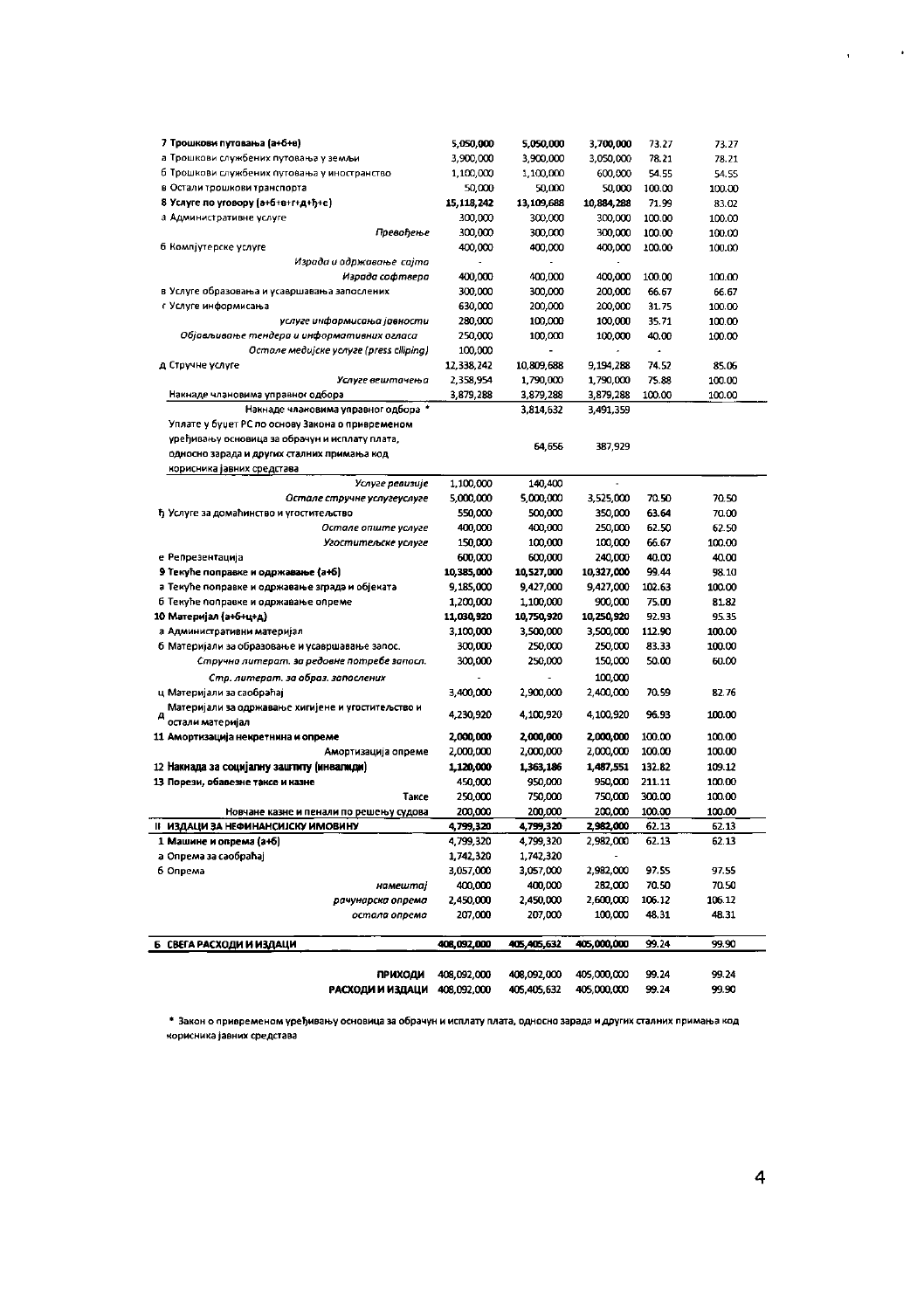| | | | | | |
|---|---|---|---|---|---|
| **7 Трошкови путовања (а+б+в)** | 5,050,000 | 5,050,000 | 3,700,000 | 73.27 | 73.27 |
| а Трошкови службених путовања у земљи | 3,900,000 | 3,900,000 | 3,050,000 | 78.21 | 78.21 |
| б Трошкови службених путовања у иностранство | 1,100,000 | 1,100,000 | 600,000 | 54.55 | 54.55 |
| в Остали трошкови транспорта | 50,000 | 50,000 | 50,000 | 100.00 | 100.00 |
| **8 Услуге по уговору (а+б+в+г+д+ђ+е)** | **15,118,242** | **13,109,688** | **10,884,288** | 71.99 | 83.02 |
| а Административне услуге | 300,000 | 300,000 | 300,000 | 100.00 | 100.00 |
| *Превођење* | 300,000 | 300,000 | 300,000 | 100.00 | 100.00 |
| б Компјутерске услуге | 400,000 | 400,000 | 400,000 | 100.00 | 100.00 |
| *Израда и одржавање сајта* | - | - | - | | |
| *Израда софтвера* | 400,000 | 400,000 | 400,000 | 100.00 | 100.00 |
| в Услуге образовања и усавршавања запослених | 300,000 | 300,000 | 200,000 | 66.67 | 66.67 |
| г Услуге информисања | 630,000 | 200,000 | 200,000 | 31.75 | 100.00 |
| *услуге информисања јавности* | 280,000 | 100,000 | 100,000 | 35.71 | 100.00 |
| *Објављивање тендера и информативних огласа* | 250,000 | 100,000 | 100,000 | 40.00 | 100.00 |
| *Остале медијске услуге (press clliping)* | 100,000 | - | - | - | |
| д Стручне услуге | 12,338,242 | 10,809,688 | 9,194,288 | 74.52 | 85.06 |
| *Услуге вештачења* | 2,358,954 | 1,790,000 | 1,790,000 | 75.88 | 100.00 |
| Накнаде члановима управног одбора | 3,879,288 | 3,879,288 | 3,879,288 | 100.00 | 100.00 |
| Накнаде члановима управног одбора * | | 3,814,632 | 3,491,359 | | |
| Уплате у буџет РС по основу Закона о привременом уређивању основица за обрачун и исплату плата, односно зарада и других сталних примања код корисника јавних средстава | | 64,656 | 387,929 | | |
| *Услуге ревизије* | 1,100,000 | 140,400 | - | | |
| *Остале стручне услугеуслуге* | 5,000,000 | 5,000,000 | 3,525,000 | 70.50 | 70.50 |
| ђ Услуге за домаћинство и угоститељство | 550,000 | 500,000 | 350,000 | 63.64 | 70.00 |
| *Остале опште услуге* | 400,000 | 400,000 | 250,000 | 62.50 | 62.50 |
| *Угоститељске услуге* | 150,000 | 100,000 | 100,000 | 66.67 | 100.00 |
| е Репрезентација | 600,000 | 600,000 | 240,000 | 40.00 | 40.00 |
| **9 Текуће поправке и одржавање (а+б)** | **10,385,000** | **10,527,000** | **10,327,000** | 99.44 | 98.10 |
| а Текуће поправке и одржавање зграда и објеката | 9,185,000 | 9,427,000 | 9,427,000 | 102.63 | 100.00 |
| б Текуће поправке и одржавање опреме | 1,200,000 | 1,100,000 | 900,000 | 75.00 | 81.82 |
| **10 Материјал (а+б+ц+д)** | **11,030,920** | **10,750,920** | **10,250,920** | 92.93 | 95.35 |
| а Административни материјал | 3,100,000 | 3,500,000 | 3,500,000 | 112.90 | 100.00 |
| б Материјали за образовање и усавршавање запос. | 300,000 | 250,000 | 250,000 | 83.33 | 100.00 |
| *Стручна литерат. за редовне потребе запосл.* | 300,000 | 250,000 | 150,000 | 50.00 | 60.00 |
| *Стр. литерат. за образ. запослених* | - | - | 100,000 | | |
| ц Материјали за саобраћај | 3,400,000 | 2,900,000 | 2,400,000 | 70.59 | 82.76 |
| д Материјали за одржавање хигијене и угоститељство и остали материјал | 4,230,920 | 4,100,920 | 4,100,920 | 96.93 | 100.00 |
| **11 Амортизација некретнина и опреме** | **2,000,000** | **2,000,000** | **2,000,000** | 100.00 | 100.00 |
| Амортизација опреме | 2,000,000 | 2,000,000 | 2,000,000 | 100.00 | 100.00 |
| **12 Накнада за социјалну заштиту (инвалиди)** | **1,120,000** | **1,363,186** | **1,487,551** | 132.82 | 109.12 |
| **13 Порези, обавезне таксе и казне** | 450,000 | 950,000 | 950,000 | 211.11 | 100.00 |
| Таксе | 250,000 | 750,000 | 750,000 | 300.00 | 100.00 |
| Новчане казне и пенали по решењу судова | 200,000 | 200,000 | 200,000 | 100.00 | 100.00 |
| **II ИЗДАЦИ ЗА НЕФИНАНСИЈСКУ ИМОВИНУ** | **4,799,320** | **4,799,320** | **2,982,000** | 62.13 | 62.13 |
| **1 Машине и опрема (а+б)** | 4,799,320 | 4,799,320 | 2,982,000 | 62.13 | 62.13 |
| а Опрема за саобраћај | 1,742,320 | 1,742,320 | - | | |
| б Опрема | 3,057,000 | 3,057,000 | 2,982,000 | 97.55 | 97.55 |
| *намештај* | 400,000 | 400,000 | 282,000 | 70.50 | 70.50 |
| *рачунарска опрема* | 2,450,000 | 2,450,000 | 2,600,000 | 106.12 | 106.12 |
| *остала опрема* | 207,000 | 207,000 | 100,000 | 48.31 | 48.31 |
| **Б СВЕГА РАСХОДИ И ИЗДАЦИ** | **408,092,000** | **405,405,632** | **405,000,000** | 99.24 | 99.90 |
| **ПРИХОДИ** | 408,092,000 | 408,092,000 | 405,000,000 | 99.24 | 99.24 |
| **РАСХОДИ И ИЗДАЦИ** | 408,092,000 | 405,405,632 | 405,000,000 | 99.24 | 99.90 |

* Закон о привременом уређивању основица за обрачун и исплату плата, односно зарада и других сталних примања код корисника јавних средстава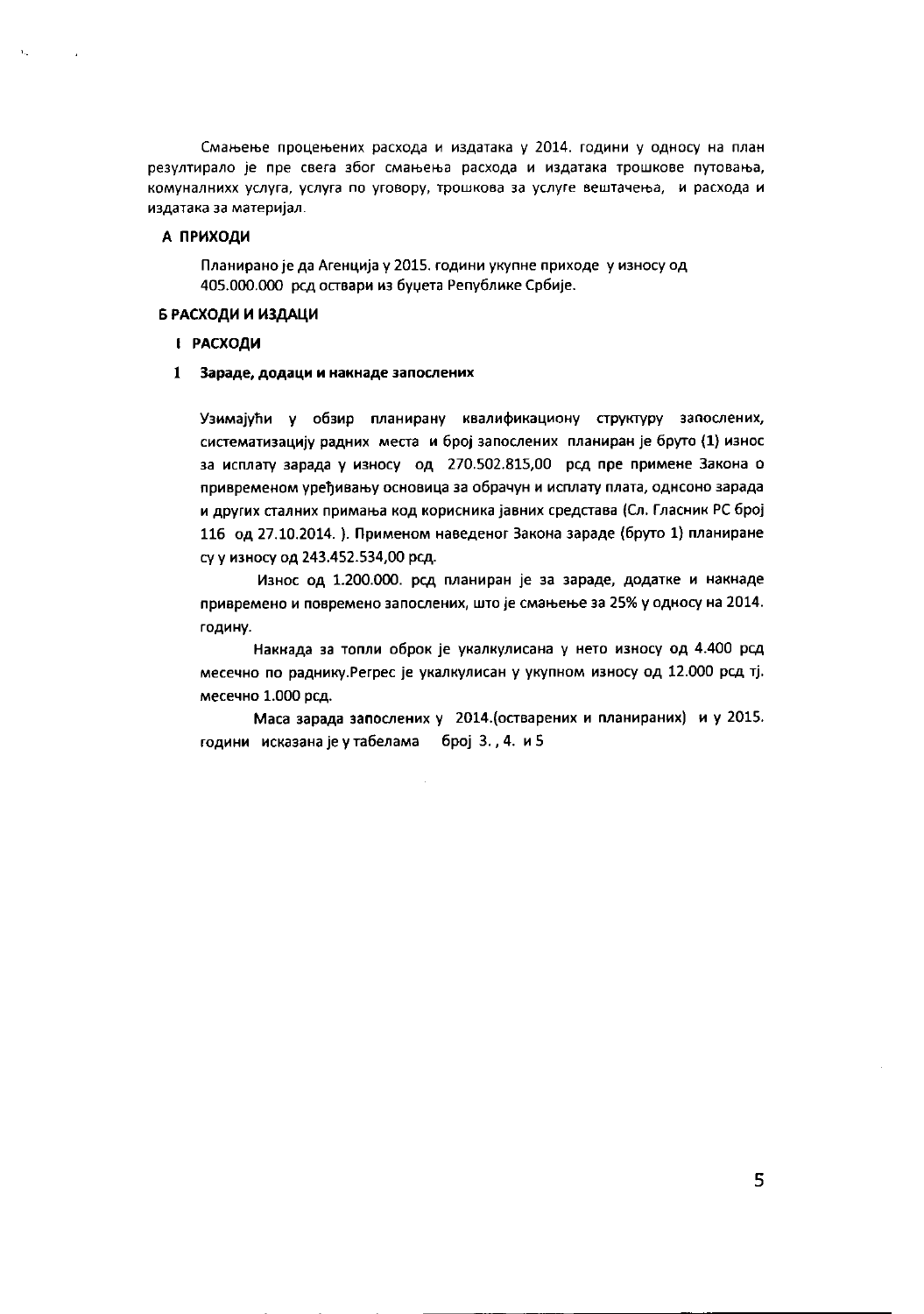Смањење процењених расхода и издатака у 2014. години у односу на план резултирало је пре свега због смањења расхода и издатака трошкове путовања, комуналнихх услуга, услуга по уговору, трошкова за услуге вештачења, и расхода и издатака за материјал.

### А ПРИХОДИ

Планирано је да Агенција у 2015. години укупне приходе у износу од 405.000.000 рсд оствари из буџета Републике Србије.

### Б РАСХОДИ И ИЗДАЦИ

#### I РАСХОДИ

#### 1 Зараде, додаци и накнаде запослених

Узимајући у обзир планирану квалификациону структуру запослених, систематизацију радних места и број запослених планиран је бруто (1) износ за исплату зарада у износу од 270.502.815,00 рсд **пре примене Закона о привременом уређивању основица за обрачун и исплату плата, однсоно зарада и других сталних примања код корисника јавних средстава (Сл. Гласник РС број 116 од 27.10.2014. ). Применом наведеног Закона зараде (бруто 1) планиране су у износу од 243.452.534,00 рсд.**

Износ од 1.200.000. рсд планиран је за зараде, додатке и накнаде привремено и повремено запослених, што је смањење за 25% у односу на 2014. годину.

Накнада за топли оброк је укалкулисана у нето износу од 4.400 рсд месечно по раднику.Регрес је укалкулисан у укупном износу од 12.000 рсд тј. месечно 1.000 рсд.

Маса зарада запослених у 2014.(остварених и планираних) и у 2015. години исказана је у табелама број 3. , 4. и 5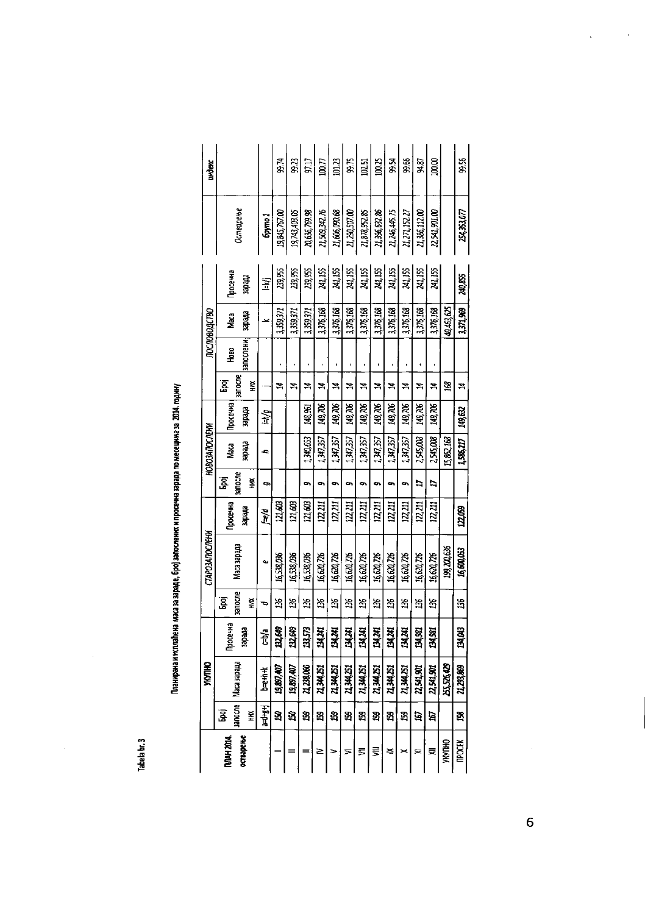Tabela br. 3

Планирана и исплаћена маса за зараде, број запослених и просечна зарада по месецима за 2014. годину

| ПЛАН 2014. остварење | УКУПНО | | | СТАРОЗАПОСЛЕНИ | | | НОВОЗАПОСЛЕНИ | | | ПОСЛОВОДСТВО | | | | Остварење | индекс |
|---|---|---|---|---|---|---|---|---|---|---|---|---|---|---|---|
| | Број запослених | Маса зарада | Просечна зарада | Број запослених | Маса зарада | Просечна зарада | Број запослених | Маса зарада | Просечна зарада | Број запослених | Ново запослени | Маса зарада | Просечна зарада | | |
| | a=d+g+j | b=e+h+k | c=b/a | d | e | f=e/d | g | h | i=h/g | j | | k | l=k/j | бруто 1 | |
| I | 150 | 19,897,407 | 132,649 | 136 | 16,538,036 | 121,603 | | | | 14 | - | 3,359,371 | 239,955 | 19,845,767.00 | 99.74 |
| II | 150 | 19,897,407 | 132,649 | 136 | 16,538,036 | 121,603 | | | | 14 | - | 3,359,371 | 239,955 | 19,743,403.05 | 99.23 |
| III | 159 | 21,238,060 | 133,573 | 136 | 16,538,036 | 121,603 | 9 | 1,340,653 | 148,961 | 14 | - | 3,359,371 | 239,955 | 20,636,769.98 | 97.17 |
| IV | 159 | 21,344,251 | 134,241 | 136 | 16,620,726 | 122,211 | 9 | 1,347,357 | 149,706 | 14 | - | 3,376,168 | 241,155 | 21,509,342.76 | 100.77 |
| V | 159 | 21,344,251 | 134,241 | 136 | 16,620,726 | 122,211 | 9 | 1,347,357 | 149,706 | 14 | - | 3,376,168 | 241,155 | 21,606,090.68 | 101.23 |
| VI | 159 | 21,344,251 | 134,241 | 136 | 16,620,726 | 122,211 | 9 | 1,347,357 | 149,706 | 14 | - | 3,376,168 | 241,155 | 21,290,507.00 | 99.75 |
| VII | 159 | 21,344,251 | 134,241 | 136 | 16,620,726 | 122,211 | 9 | 1,347,357 | 149,706 | 14 | - | 3,376,168 | 241,155 | 21,878,952.85 | 102.51 |
| VIII | 159 | 21,344,251 | 134,241 | 136 | 16,620,726 | 122,211 | 9 | 1,347,357 | 149,706 | 14 | - | 3,376,168 | 241,155 | 21,396,632.86 | 100.25 |
| IX | 159 | 21,344,251 | 134,241 | 136 | 16,620,726 | 122,211 | 9 | 1,347,357 | 149,706 | 14 | - | 3,376,168 | 241,155 | 21,246,445.75 | 99.54 |
| X | 159 | 21,344,251 | 134,241 | 136 | 16,620,726 | 122,211 | 9 | 1,347,357 | 149,706 | 14 | - | 3,376,168 | 241,155 | 21,271,152.27 | 99.66 |
| XI | 167 | 22,541,901 | 134,981 | 136 | 16,620,726 | 122,211 | 17 | 2,545,008 | 149,706 | 14 | - | 3,376,168 | 241,155 | 21,386,112.00 | 94.87 |
| XII | 167 | 22,541,901 | 134,981 | 136 | 16,620,726 | 122,211 | 17 | 2,545,008 | 149,706 | 14 | - | 3,376,168 | 241,155 | 22,541,901.00 | 100.00 |
| УКУПНО | | 255,526,429 | | | 199,200,636 | | | 15,862,168 | | 168 | | 40,463,625 | | | |
| ПРОСЕК | 158 | 21,293,869 | 134,043 | 136 | 16,600,053 | 122,059 | | 1,586,217 | 149,632 | 14 | | 3,371,969 | 240,855 | 254,353,077 | 99.56 |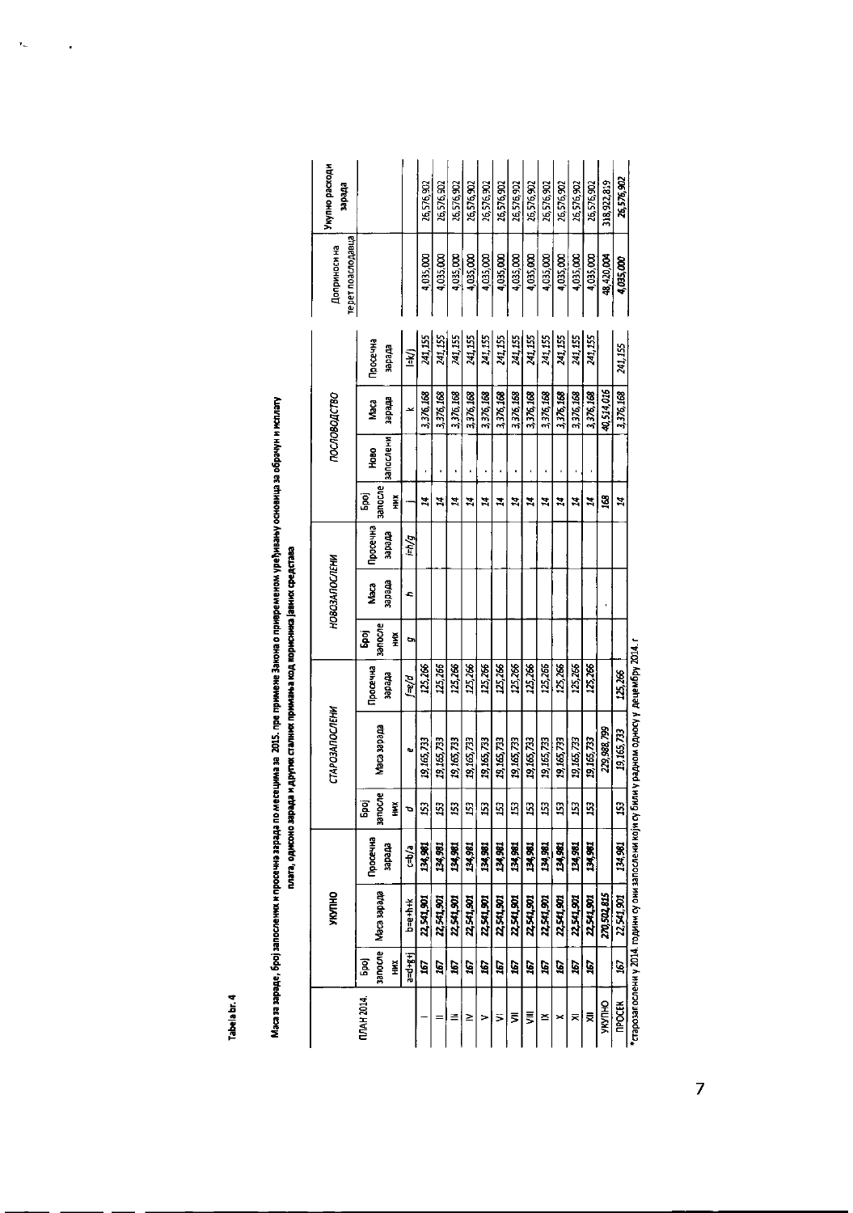Tabela br. 4

Маса за зараде, број запослених и просечна зарада по месецима за 2015. пре примене Закона о привременом уређивању основица за обрачун и исплату плата, односно зарада и других сталних примања код корисника јавних средстава

| ПЛАН 2014. | УКУПНО | | | СТАРОЗАПОСЛЕНИ | | | НОВОЗАПОСЛЕНИ | | | ПОСЛОВОДСТВО | | | | Доприноси на терет послодавца | Укупно расходи зарада |
|---|---|---|---|---|---|---|---|---|---|---|---|---|---|---|---|
| | Број запослених | Маса зарада | Просечна зарада | Број запослених | Маса зарада | Просечна зарада | Број запослених | Маса зарада | Просечна зарада | Број запослених | Ново запослени | Маса зарада | Просечна зарада | | |
| | a=d+g+j | b=e+h+k | c=b/a | d | e | f=e/d | g | h | i=h/g | j | | k | l=k/j | | |
| I | 167 | 22,541,901 | 134,981 | 153 | 19,165,733 | 125,266 | | | | 14 | - | 3,376,168 | 241,155 | 4,035,000 | 26,576,902 |
| II | 167 | 22,541,901 | 134,981 | 153 | 19,165,733 | 125,266 | | | | 14 | - | 3,376,168 | 241,155 | 4,035,000 | 26,576,902 |
| III | 167 | 22,541,901 | 134,981 | 153 | 19,165,733 | 125,266 | | | | 14 | - | 3,376,168 | 241,155 | 4,035,000 | 26,576,902 |
| IV | 167 | 22,541,901 | 134,981 | 153 | 19,165,733 | 125,266 | | | | 14 | - | 3,376,168 | 241,155 | 4,035,000 | 26,576,902 |
| V | 167 | 22,541,901 | 134,981 | 153 | 19,165,733 | 125,266 | | | | 14 | - | 3,376,168 | 241,155 | 4,035,000 | 26,576,902 |
| VI | 167 | 22,541,901 | 134,981 | 153 | 19,165,733 | 125,266 | | | | 14 | - | 3,376,168 | 241,155 | 4,035,000 | 26,576,902 |
| VII | 167 | 22,541,901 | 134,981 | 153 | 19,165,733 | 125,266 | | | | 14 | - | 3,376,168 | 241,155 | 4,035,000 | 26,576,902 |
| VIII | 167 | 22,541,901 | 134,981 | 153 | 19,165,733 | 125,266 | | | | 14 | - | 3,376,168 | 241,155 | 4,035,000 | 26,576,902 |
| IX | 167 | 22,541,901 | 134,981 | 153 | 19,165,733 | 125,266 | | | | 14 | - | 3,376,168 | 241,155 | 4,035,000 | 26,576,902 |
| X | 167 | 22,541,901 | 134,981 | 153 | 19,165,733 | 125,266 | | | | 14 | - | 3,376,168 | 241,155 | 4,035,000 | 26,576,902 |
| XI | 167 | 22,541,901 | 134,981 | 153 | 19,165,733 | 125,266 | | | | 14 | - | 3,376,168 | 241,155 | 4,035,000 | 26,576,902 |
| XII | 167 | 22,541,901 | 134,981 | 153 | 19,165,733 | 125,266 | | | | 14 | | 3,376,168 | 241,155 | 4,035,000 | 26,576,902 |
| УКУПНО | | 270,502,815 | | | 229,988,799 | | | - | | 168 | | 40,514,016 | | 48,420,004 | 318,922,819 |
| ПРОСЕК | 167 | 22,541,901 | 134,981 | 153 | 19,165,733 | 125,266 | | | | 14 | | 3,376,168 | 241,155 | 4,035,000 | 26,576,902 |

*старозапослени у 2014. години су они запослени који су били у радном односу у децембру 2014. г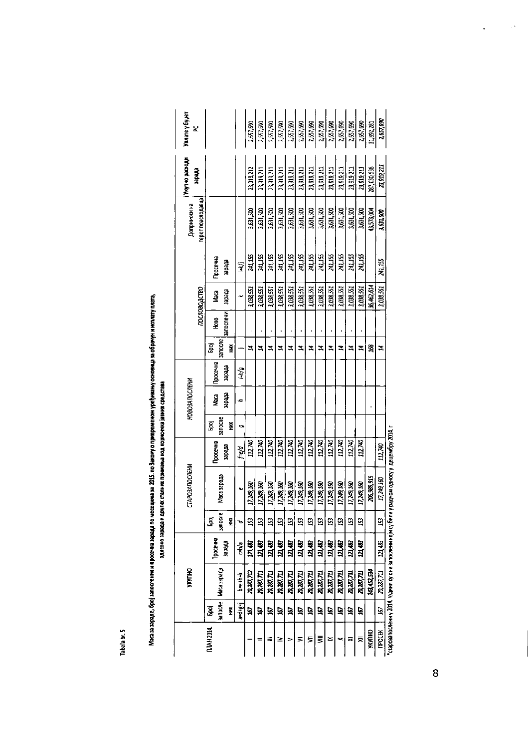Tabela br. 5

Маса за зараде, број запослених и просечна зарада по месецима за 2015. по Закону о привременом уређивању основица за обрачун и исплату плата, односно зарада и других сталних примања код корисника јавних средстава

| ПЛАН 2014. | УКУПНО | | | СТАРОЗАПОСЛЕНИ | | | НОВОЗАПОСЛЕНИ | | | ПОСЛОВОДСТВО | | | | Доприноси на терет послодавца | Укупни расходи зарада | Уплате у буџет РС |
|---|---|---|---|---|---|---|---|---|---|---|---|---|---|---|---|---|
| | Број запослених | Маса зарада | Просечна зарада | Број запослених | Маса зарада | Просечна зарада | Број запослених | Маса зарада | Просечна зарада | Број запослених | Ново запослени | Маса зарада | Просечна зарада | | | |
| | a=d+g+j | b=e+h+k | c=b/a | d | e | f=e/d | g | h | i=h/g | j | | k | l=k/j | | | |
| I | 167 | 20,287,712 | 121,483 | 153 | 17,249,160 | 112,740 | | | | 14 | - | 3,038,551 | 241,155 | 3,631,500 | 23,919,212 | 2,657,690 |
| II | 167 | 20,287,711 | 121,483 | 153 | 17,249,160 | 112,740 | | | | 14 | - | 3,038,551 | 241,155 | 3,631,500 | 23,919,211 | 2,657,690 |
| III | 167 | 20,287,711 | 121,483 | 153 | 17,249,160 | 112,740 | | | | 14 | - | 3,038,551 | 241,155 | 3,631,500 | 23,919,211 | 2,657,690 |
| IV | 167 | 20,287,711 | 121,483 | 153 | 17,249,160 | 112,740 | | | | 14 | - | 3,038,551 | 241,155 | 3,631,500 | 23,919,211 | 2,657,690 |
| V | 167 | 20,287,711 | 121,483 | 153 | 17,249,160 | 112,740 | | | | 14 | - | 3,038,551 | 241,155 | 3,631,500 | 23,919,211 | 2,657,690 |
| VI | 167 | 20,287,711 | 121,483 | 153 | 17,249,160 | 112,740 | | | | 14 | - | 3,038,551 | 241,155 | 3,631,500 | 23,919,211 | 2,657,690 |
| VII | 167 | 20,287,711 | 121,483 | 153 | 17,249,160 | 112,740 | | | | 14 | - | 3,038,551 | 241,155 | 3,631,500 | 23,919,211 | 2,657,690 |
| VIII | 167 | 20,287,711 | 121,483 | 153 | 17,249,160 | 112,740 | | | | 14 | - | 3,038,551 | 241,155 | 3,631,500 | 23,919,211 | 2,657,690 |
| IX | 167 | 20,287,711 | 121,483 | 153 | 17,249,160 | 112,740 | | | | 14 | - | 3,038,551 | 241,155 | 3,631,500 | 23,919,211 | 2,657,690 |
| X | 167 | 20,287,711 | 121,483 | 153 | 17,249,160 | 112,740 | | | | 14 | - | 3,038,551 | 241,155 | 3,631,500 | 23,919,211 | 2,657,690 |
| XI | 167 | 20,287,711 | 121,483 | 153 | 17,249,160 | 112,740 | | | | 14 | - | 3,038,551 | 241,155 | 3,631,500 | 23,919,211 | 2,657,690 |
| XII | 167 | 20,287,711 | 121,483 | 153 | 17,249,160 | 112,740 | | | | 14 | - | 3,038,551 | 241,155 | 3,631,500 | 23,919,211 | 2,657,690 |
| УКУПНО | | 243,452,534 | | | 206,989,919 | | | - | | 168 | | 36,462,614 | | 43,578,004 | 287,030,538 | 31,892,281 |
| ПРОСЕК | 167 | 20,287,711 | 121,483 | 153 | 17,249,160 | 112,740 | | | | 14 | | 3,038,551 | 241,155 | 3,631,500 | 23,919,211 | 2,657,690 |

*старозапослени у 2014. години су они запослени који су били у радном односу у децембру 2014. г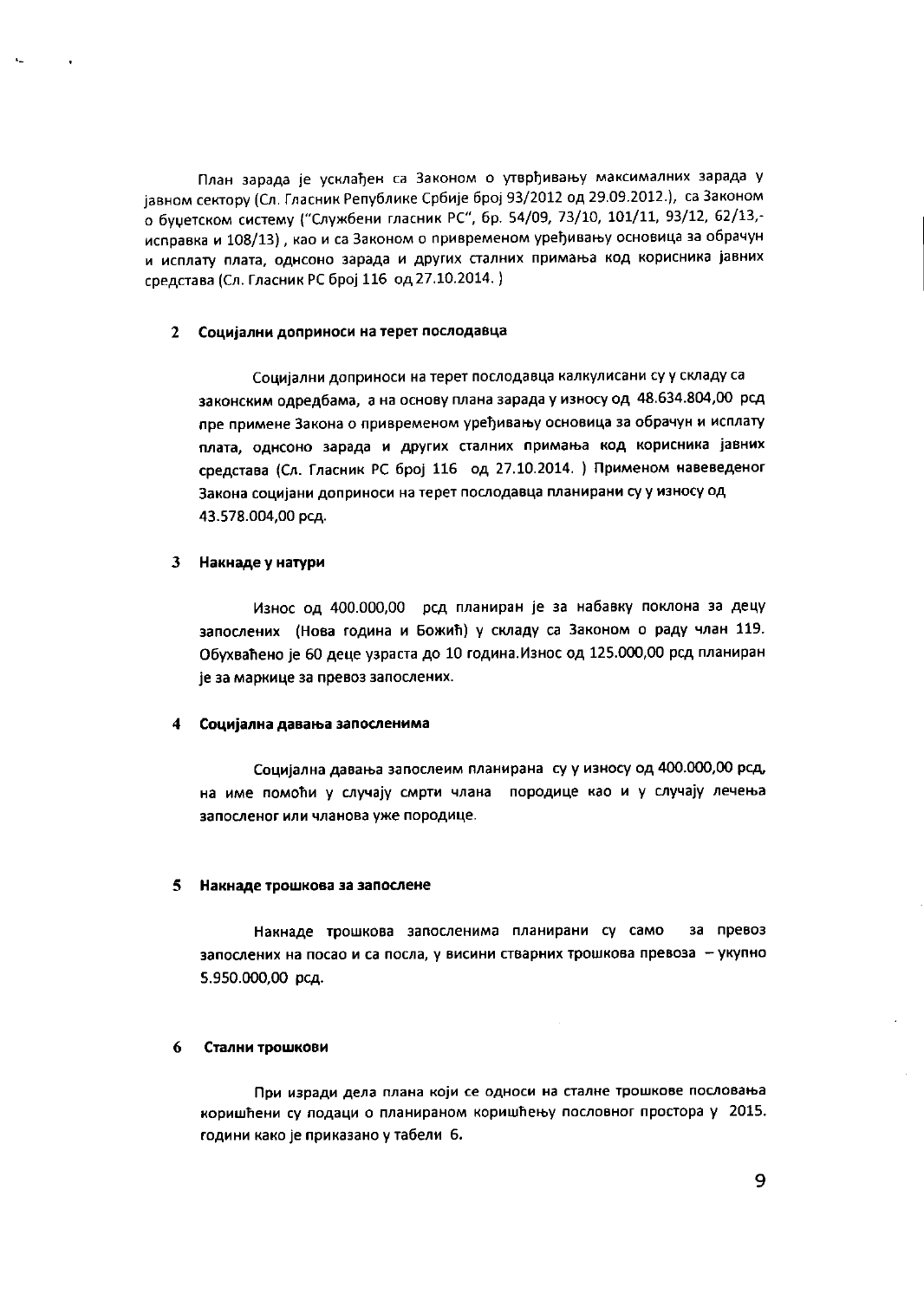План зарада је усклађен са Законом о утврђивању максималних зарада у јавном сектору (Сл. Гласник Републике Србије број 93/2012 од 29.09.2012.), са Законом о буџетском систему ("Службени гласник РС", бр. 54/09, 73/10, 101/11, 93/12, 62/13,-исправка и 108/13) , као и са Законом о привременом уређивању основица за обрачун и исплату плата, однсоно зарада и других сталних примања код корисника јавних средстава (Сл. Гласник РС број 116 од 27.10.2014. )

## 2 Социјални доприноси на терет послодавца

Социјални доприноси на терет послодавца калкулисани су у складу са законским одредбама, а на основу плана зарада у износу од 48.634.804,00 рсд пре примене Закона о привременом уређивању основица за обрачун и исплату плата, однсоно зарада и других сталних примања код корисника јавних средстава (Сл. Гласник РС број 116 од 27.10.2014. ) Применом навеведеног Закона социјани доприноси на терет послодавца планирани су у износу од 43.578.004,00 рсд.

## 3 Накнаде у натури

Износ од 400.000,00 рсд планиран је за набавку поклона за децу запослених (Нова година и Божић) у складу са Законом о раду члан 119. Обухваћено је 60 деце узраста до 10 година.Износ од 125.000,00 рсд планиран је за маркице за превоз запослених.

## 4 Социјална давања запосленима

Социјална давања запослеим планирана су у износу од 400.000,00 рсд, на име помоћи у случају смрти члана породице као и у случају лечења запосленог или чланова уже породице.

## 5 Накнаде трошкова за запослене

Накнаде трошкова запосленима планирани су само за превоз запослених на посао и са посла, у висини стварних трошкова превоза – укупно 5.950.000,00 рсд.

## 6 Стални трошкови

При изради дела плана који се односи на сталне трошкове пословања коришћени су подаци о планираном коришћењу пословног простора у 2015. години како је приказано у табели 6.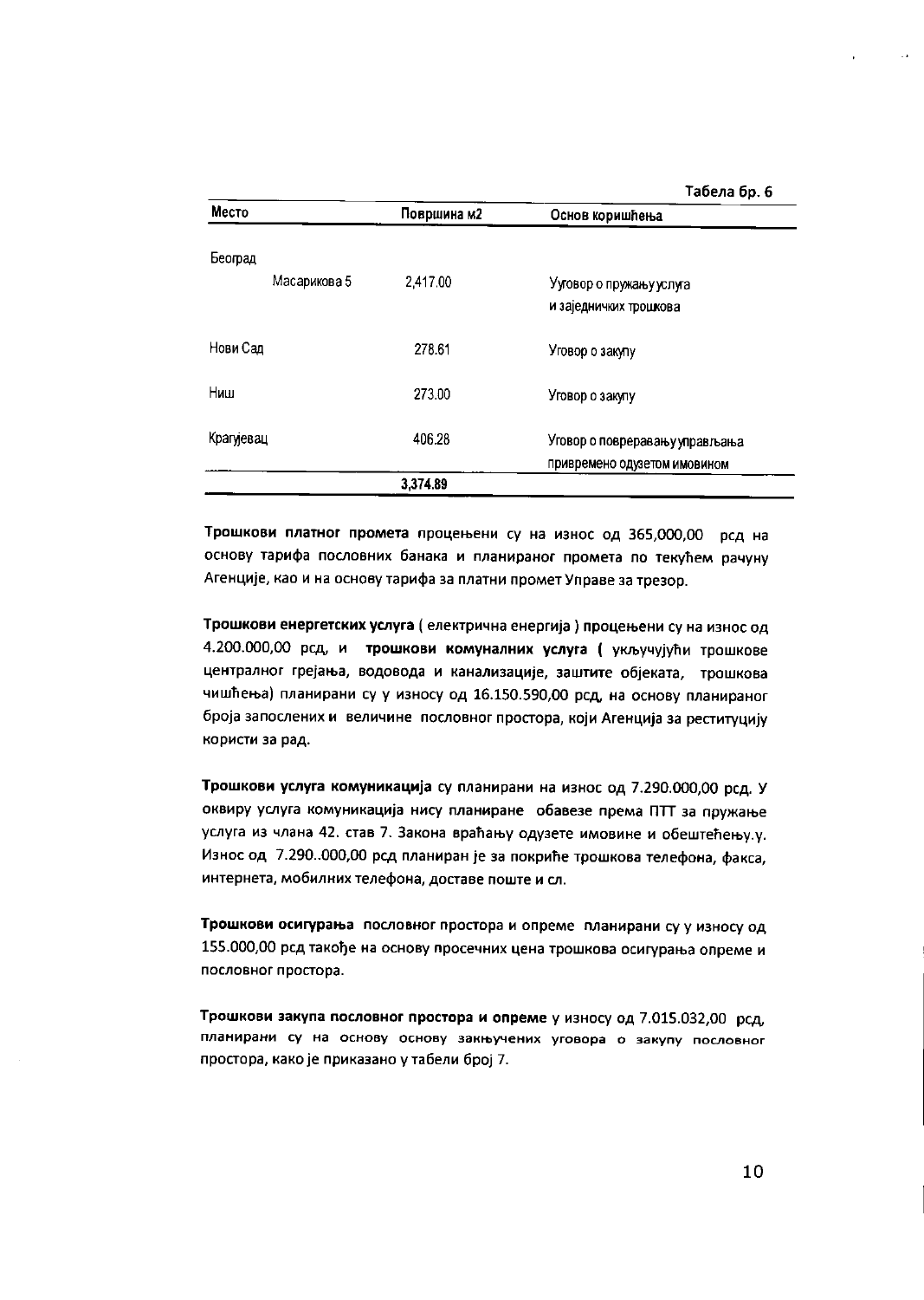Табела бр. 6

| Место | Површина м2 | Основ коришћења |
|---|---|---|
| Београд | | |
| Масарикова 5 | 2,417.00 | Уговор о пружању услуга и заједничких трошкова |
| Нови Сад | 278.61 | Уговор о закупу |
| Ниш | 273.00 | Уговор о закупу |
| Крагујевац | 406.28 | Уговор о повееравању управљања привремено одузетом имовином |
| | 3,374.89 | |

**Трошкови платног промета** процењени су на износ од 365,000,00 рсд на основу тарифа пословних банака и планираног промета по текућем рачуну Агенције, као и на основу тарифа за платни промет Управе за трезор.

**Трошкови енергетских услуга** ( електрична енергија ) процењени су на износ од 4.200.000,00 рсд, и **трошкови комуналних услуга (** укључујући трошкове централног грејања, водовода и канализације, заштите објеката, трошкова чишћења) планирани су у износу од 16.150.590,00 рсд, на основу планираног броја запослених и величине пословног простора, који Агенција за реституцију користи за рад.

**Трошкови услуга комуникација** су планирани на износ од 7.290.000,00 рсд. У оквиру услуга комуникација нису планиране обавезе према ПТТ за пружање услуга из члана 42. став 7. Закона враћању одузете имовине и обештећењу.у. Износ од 7.290..000,00 рсд планиран је за покриће трошкова телефона, факса, интернета, мобилних телефона, доставе поште и сл.

**Трошкови осигурања** пословног простора и опреме планирани су у износу од 155.000,00 рсд такође на основу просечних цена трошкова осигурања опреме и пословног простора.

**Трошкови закупа пословног простора и опреме** у износу од 7.015.032,00 рсд, планирани су на основу основу закључених уговора о закупу пословног простора, како је приказано у табели број 7.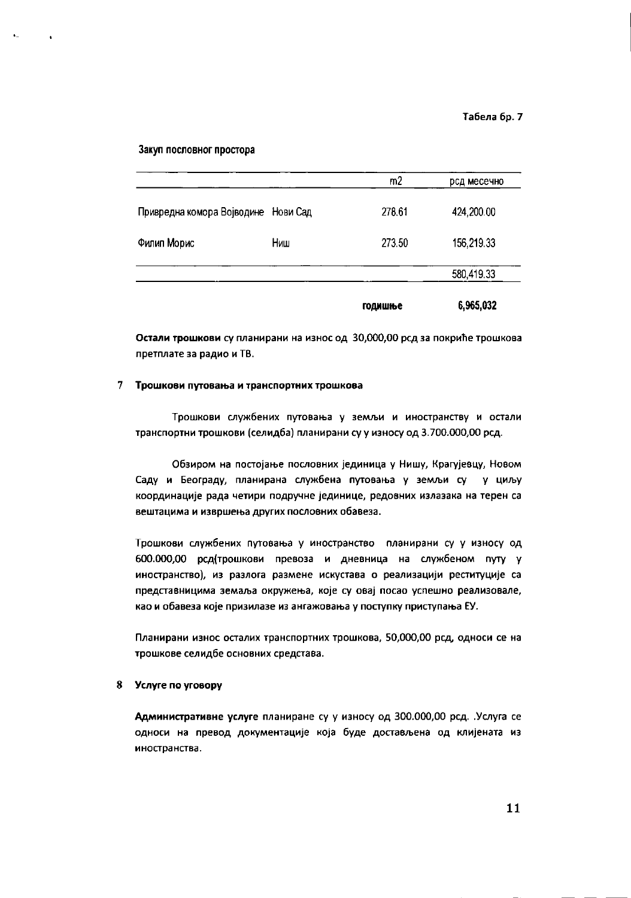Табела бр. 7

Закуп пословног простора

| | | m2 | рсд месечно |
|---|---|---|---|
| Привредна комора Војводине | Нови Сад | 278.61 | 424,200.00 |
| Филип Морис | Ниш | 273.50 | 156,219.33 |
| | | | 580,419.33 |
| | | **годишње** | **6,965,032** |

**Остали трошкови** су планирани на износ од 30,000,00 рсд за покриће трошкова претплате за радио и ТВ.

## 7 Трошкови путовања и транспортних трошкова

Трошкови службених путовања у земљи и иностранству и остали транспортни трошкови (селидба) планирани су у износу од 3.700.000,00 рсд.

Обзиром на постојање пословних јединица у Нишу, Крагујевцу, Новом Саду и Београду, планирана службена путовања у земљи су у циљу координације рада четири подручне јединице, редовних излазака на терен са вештацима и извршења других пословних обавеза.

Трошкови службених путовања у иностранство планирани су у износу од 600.000,00 рсд(трошкови превоза и дневница на службеном путу у иностранство), из разлога размене искустава о реализацији реституције са представницима земаља окружења, које су овај посао успешно реализовале, као и обавеза које призилазе из ангажовања у поступку приступања ЕУ.

Планирани износ осталих транспортних трошкова, 50,000,00 рсд, односи се на трошкове селидбе основних средстава.

## 8 Услуге по уговору

**Административне услуге** планиране су у износу од 300.000,00 рсд. .Услуга се односи на превод документације која буде достављена од клијената из иностранства.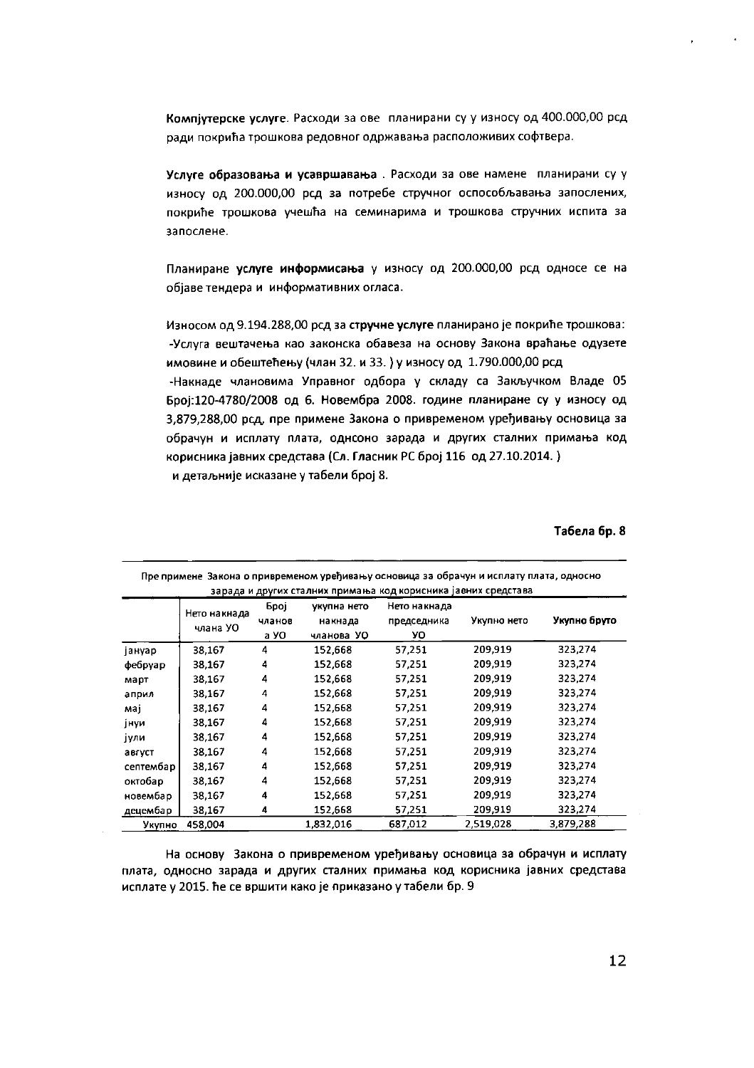**Компјутерске услуге**. Расходи за ове планирани су у износу од 400.000,00 рсд ради покрића трошкова редовног одржавања расположивих софтвера.

**Услуге образовања и усавршавања** . Расходи за ове намене планирани су у износу од 200.000,00 рсд за потребе стручног оспособљавања запослених, покриће трошкова учешћа на семинарима и трошкова стручних испита за запослене.

Планиране **услуге информисања** у износу од 200.000,00 рсд односе се на објаве тендера и информативних огласа.

Износом од 9.194.288,00 рсд за **стручне услуге** планирано је покриће трошкова:
-Услуга вештачења као законска обавеза на основу Закона враћање одузете имовине и обештећењу (члан 32. и 33. ) у износу од 1.790.000,00 рсд
-Накнаде члановима Управног одбора у складу са Закључком Владе 05 Број:120-4780/2008 од 6. Новембра 2008. године планиране су у износу од 3,879,288,00 рсд, пре примене Закона о привременом уређивању основица за обрачун и исплату плата, однсоно зарада и других сталних примања код корисника јавних средстава (Сл. Гласник РС број 116 од 27.10.2014. )
и детаљније исказане у табели број 8.

**Табела бр. 8**

Пре примене Закона о привременом уређивању основица за обрачун и исплату плата, односно зарада и других сталних примања код корисника јавних средстава

| | Нето накнада члана УО | Број чланов а УО | укупна нето накнада чланова УО | Нето накнада председника УО | Укупно нето | Укупно бруто |
|---|---|---|---|---|---|---|
| јануар | 38,167 | 4 | 152,668 | 57,251 | 209,919 | 323,274 |
| фебруар | 38,167 | 4 | 152,668 | 57,251 | 209,919 | 323,274 |
| март | 38,167 | 4 | 152,668 | 57,251 | 209,919 | 323,274 |
| април | 38,167 | 4 | 152,668 | 57,251 | 209,919 | 323,274 |
| мај | 38,167 | 4 | 152,668 | 57,251 | 209,919 | 323,274 |
| јнуи | 38,167 | 4 | 152,668 | 57,251 | 209,919 | 323,274 |
| јули | 38,167 | 4 | 152,668 | 57,251 | 209,919 | 323,274 |
| август | 38,167 | 4 | 152,668 | 57,251 | 209,919 | 323,274 |
| септембар | 38,167 | 4 | 152,668 | 57,251 | 209,919 | 323,274 |
| октобар | 38,167 | 4 | 152,668 | 57,251 | 209,919 | 323,274 |
| новембар | 38,167 | 4 | 152,668 | 57,251 | 209,919 | 323,274 |
| децембар | 38,167 | 4 | 152,668 | 57,251 | 209,919 | 323,274 |
| Укупно | 458,004 | | 1,832,016 | 687,012 | 2,519,028 | 3,879,288 |

На основу Закона о привременом уређивању основица за обрачун и исплату плата, односно зарада и других сталних примања код корисника јавних средстава исплате у 2015. ће се вршити како је приказано у табели бр. 9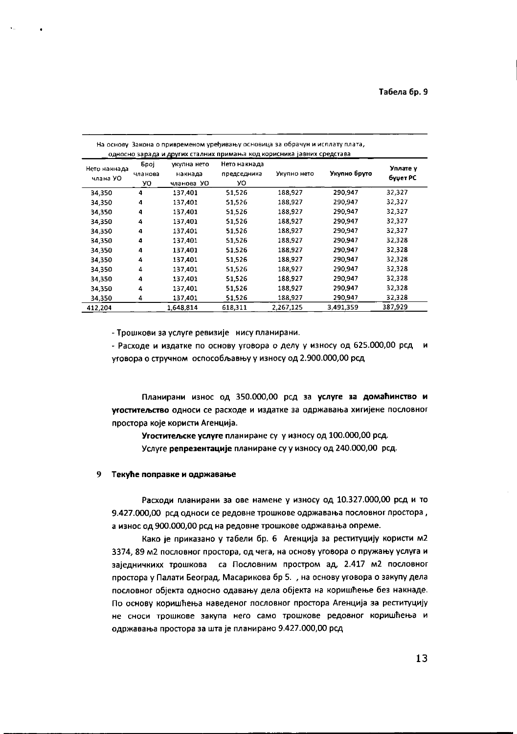Табела бр. 9

| На основу Закона о привременом уређивању основица за обрачун и исплату плата, односно зарада и других сталних примања код корисника јавних средстава | | | | | | |
|---|---|---|---|---|---|---|
| Нето накнада члана УО | Број чланова УО | укупна нето накнада чланова УО | Нето накнада председника УО | Укупно нето | Укупно бруто | Уплате у буџет РС |
| 34,350 | 4 | 137,401 | 51,526 | 188,927 | 290,947 | 32,327 |
| 34,350 | 4 | 137,401 | 51,526 | 188,927 | 290,947 | 32,327 |
| 34,350 | 4 | 137,401 | 51,526 | 188,927 | 290,947 | 32,327 |
| 34,350 | 4 | 137,401 | 51,526 | 188,927 | 290,947 | 32,327 |
| 34,350 | 4 | 137,401 | 51,526 | 188,927 | 290,947 | 32,327 |
| 34,350 | 4 | 137,401 | 51,526 | 188,927 | 290,947 | 32,328 |
| 34,350 | 4 | 137,401 | 51,526 | 188,927 | 290,947 | 32,328 |
| 34,350 | 4 | 137,401 | 51,526 | 188,927 | 290,947 | 32,328 |
| 34,350 | 4 | 137,401 | 51,526 | 188,927 | 290,947 | 32,328 |
| 34,350 | 4 | 137,401 | 51,526 | 188,927 | 290,947 | 32,328 |
| 34,350 | 4 | 137,401 | 51,526 | 188,927 | 290,947 | 32,328 |
| 34,350 | 4 | 137,401 | 51,526 | 188,927 | 290,947 | 32,328 |
| 412,204 | | 1,648,814 | 618,311 | 2,267,125 | 3,491,359 | 387,929 |

- Трошкови за услуге ревизије нису планирани.
- Расходе и издатке по основу уговора о делу у износу од 625.000,00 рсд и уговора о стручном оспособљавању у износу од 2.900.000,00 рсд

Планирани износ од 350.000,00 рсд за **услуге за домаћинство и угоститељство** односи се расходе и издатке за одржавања хигијене пословног простора које користи Агенција.

**Угоститељске услуге** планиране су у износу од 100.000,00 рсд.

Услуге **репрезентације** планиране су у износу од 240.000,00 рсд.

## 9 Текуће поправке и одржавање

Расходи планирани за ове намене у износу од 10.327.000,00 рсд и то 9.427.000,00 рсд односи се редовне трошкове одржавања пословног простора, а износ од 900.000,00 рсд на редовне трошкове одржавања опреме.

Како је приказано у табели бр. 6 Агенција за реституцију користи м2 3374, 89 м2 пословног простора, од чега, на основу уговора о пружању услуга и заједничкихх трошкова са Пословним простром ад, 2.417 м2 пословног простора у Палати Београд, Масарикова бр 5. , на основу уговора о закупу дела пословног објекта односно одавању дела објекта на коришћење без накнаде. По основу коришћења наведеног пословног простора Агенција за реституцију не сноси трошкове закупа него само трошкове редовног коришћења и одржавања простора за шта је планирано 9.427.000,00 рсд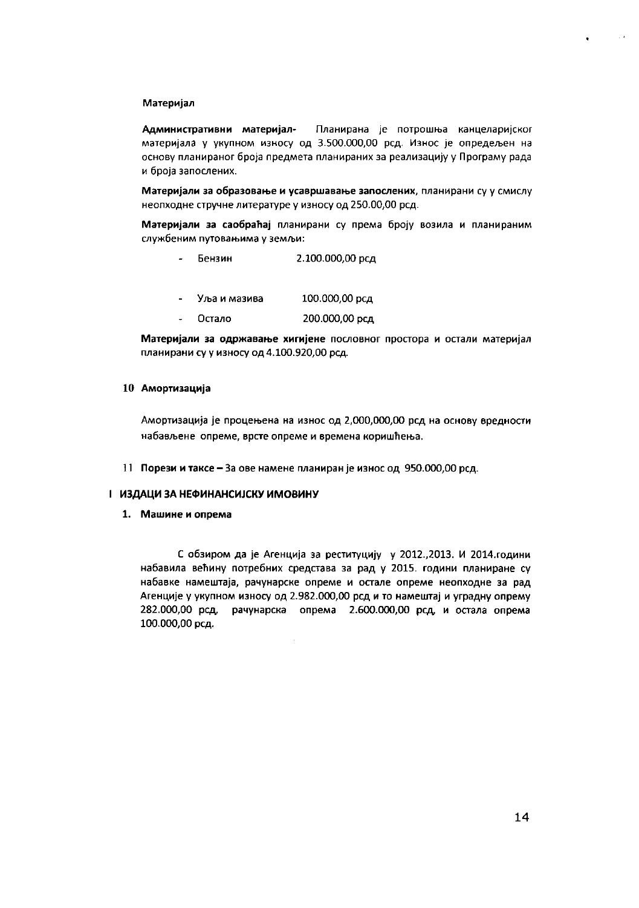**Материјал**

**Административни материјал-** Планирана је потрошња канцеларијског материјала у укупном износу од 3.500.000,00 рсд. Износ је опредељен на основу планираног броја предмета планираних за реализацију у Програму рада и броја запослених.

**Материјали за образовање и усавршавање запослених**, планирани су у смислу неопходне стручне литературе у износу од 250.00,00 рсд.

**Материјали за саобраћај** планирани су према броју возила и планираним службеним путовањима у земљи:

- Бензин 2.100.000,00 рсд
- Уља и мазива 100.000,00 рсд
- Остало 200.000,00 рсд

**Материјали за одржавање хигијене** пословног простора и остали материјал планирани су у износу од 4.100.920,00 рсд.

**10 Амортизација**

Амортизација је процењена на износ од 2,000,000,00 рсд на основу вредности набављене опреме, врсте опреме и времена коришћења.

11 **Порези и таксе –** За ове намене планиран је износ од 950.000,00 рсд.

**I ИЗДАЦИ ЗА НЕФИНАНСИЈСКУ ИМОВИНУ**

**1. Машине и опрема**

С обзиром да је Агенција за реституцију у 2012.,2013. И 2014.години набавила већину потребних средстава за рад у 2015. години планиране су набавке намештаја, рачунарске опреме и остале опреме неопходне за рад Агенције у укупном износу од 2.982.000,00 рсд и то намештај и уградну опрему 282.000,00 рсд, рачунарска опрема 2.600.000,00 рсд, и остала опрема 100.000,00 рсд.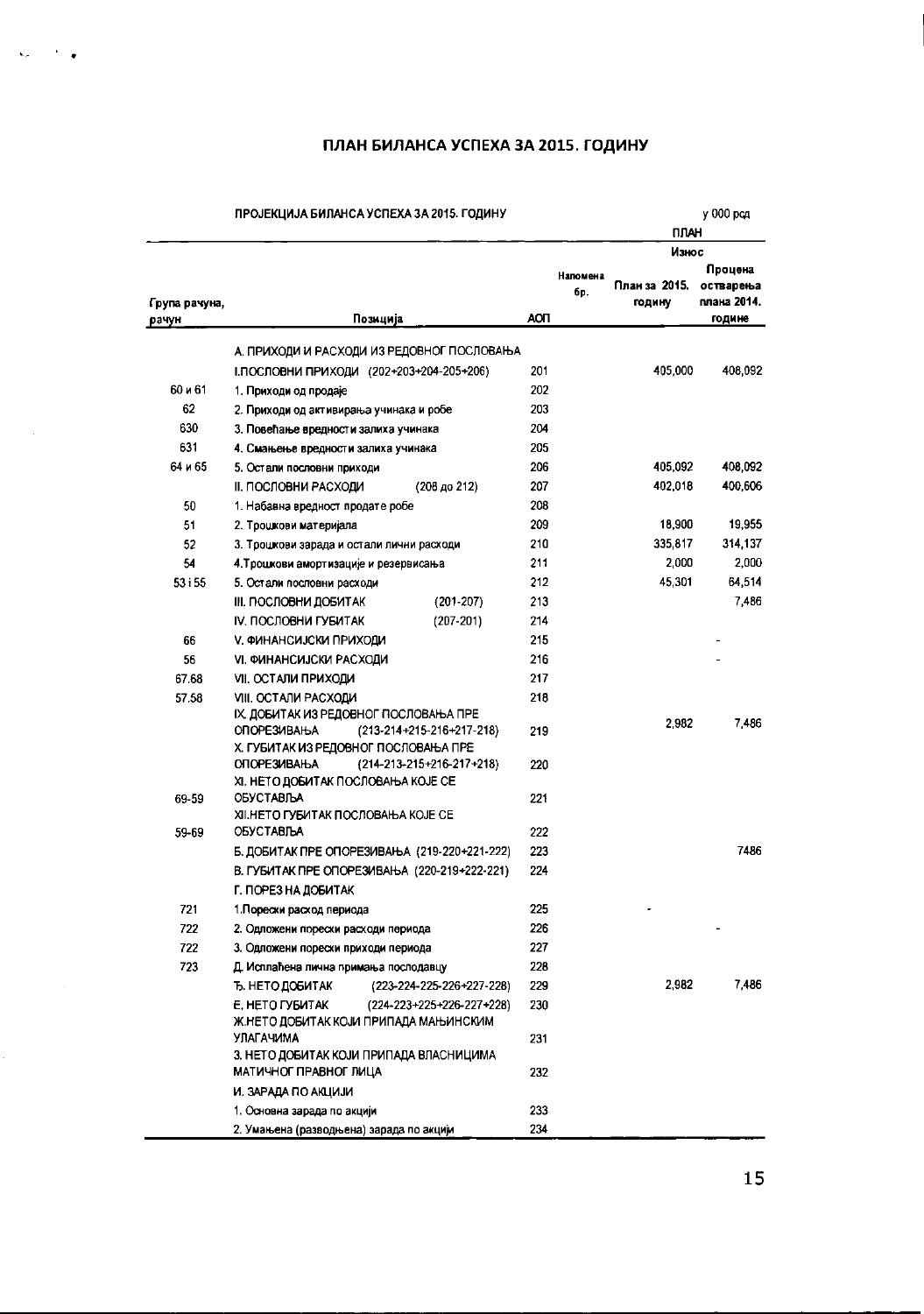# ПЛАН БИЛАНСА УСПЕХА ЗА 2015. ГОДИНУ

ПРОЈЕКЦИЈА БИЛАНСА УСПЕХА ЗА 2015. ГОДИНУ

у 000 рсд

| Група рачуна, рачун | Позиција | АОП | Напомена бр. | ПЛАН | |
|---|---|---|---|---|---|
| | | | | Износ | |
| | | | | План за 2015. годину | Процена остварења плана 2014. године |
| | А. ПРИХОДИ И РАСХОДИ ИЗ РЕДОВНОГ ПОСЛОВАЊА | | | | |
| | I.ПОСЛОВНИ ПРИХОДИ (202+203+204-205+206) | 201 | | 405,000 | 408,092 |
| 60 и 61 | 1. Приходи од продаје | 202 | | | |
| 62 | 2. Приходи од активирања учинака и робе | 203 | | | |
| 630 | 3. Повећање вредности залиха учинака | 204 | | | |
| 631 | 4. Смањење вредности залиха учинака | 205 | | | |
| 64 и 65 | 5. Остали пословни приходи | 206 | | 405,092 | 408,092 |
| | II. ПОСЛОВНИ РАСХОДИ (208 до 212) | 207 | | 402,018 | 400,606 |
| 50 | 1. Набавна вредност продате робе | 208 | | | |
| 51 | 2. Трошкови материјала | 209 | | 18,900 | 19,955 |
| 52 | 3. Трошкови зарада и остали лични расходи | 210 | | 335,817 | 314,137 |
| 54 | 4.Трошкови амортизације и резервисања | 211 | | 2,000 | 2,000 |
| 53 і 55 | 5. Остали пословни расходи | 212 | | 45,301 | 64,514 |
| | III. ПОСЛОВНИ ДОБИТАК (201-207) | 213 | | | 7,486 |
| | IV. ПОСЛОВНИ ГУБИТАК (207-201) | 214 | | | |
| 66 | V. ФИНАНСИЈСКИ ПРИХОДИ | 215 | | | - |
| 56 | VI. ФИНАНСИЈСКИ РАСХОДИ | 216 | | | - |
| 67.68 | VII. ОСТАЛИ ПРИХОДИ | 217 | | | |
| 57.58 | VIII. ОСТАЛИ РАСХОДИ | 218 | | | |
| | IX. ДОБИТАК ИЗ РЕДОВНОГ ПОСЛОВАЊА ПРЕ ОПОРЕЗИВАЊА (213-214+215-216+217-218) | 219 | | 2,982 | 7,486 |
| | X. ГУБИТАК ИЗ РЕДОВНОГ ПОСЛОВАЊА ПРЕ ОПОРЕЗИВАЊА (214-213-215+216-217+218) | 220 | | | |
| 69-59 | XI. НЕТО ДОБИТАК ПОСЛОВАЊА КОЈЕ СЕ ОБУСТАВЉА | 221 | | | |
| 59-69 | XII.НЕТО ГУБИТАК ПОСЛОВАЊА КОЈЕ СЕ ОБУСТАВЉА | 222 | | | |
| | Б. ДОБИТАК ПРЕ ОПОРЕЗИВАЊА (219-220+221-222) | 223 | | | 7486 |
| | В. ГУБИТАК ПРЕ ОПОРЕЗИВАЊА (220-219+222-221) | 224 | | | |
| | Г. ПОРЕЗ НА ДОБИТАК | | | | |
| 721 | 1.Порески расход периода | 225 | | - | |
| 722 | 2. Одложени порески расходи периода | 226 | | | - |
| 722 | 3. Одложени порески приходи периода | 227 | | | |
| 723 | Д. Исплаћена лична примања послодавцу | 228 | | | |
| | Ђ. НЕТО ДОБИТАК (223-224-225-226+227-228) | 229 | | 2,982 | 7,486 |
| | Е. НЕТО ГУБИТАК (224-223+225+226-227+228) | 230 | | | |
| | Ж.НЕТО ДОБИТАК КОЈИ ПРИПАДА МАЊИНСКИМ УЛАГАЧИМА | 231 | | | |
| | З. НЕТО ДОБИТАК КОЈИ ПРИПАДА ВЛАСНИЦИМА МАТИЧНОГ ПРАВНОГ ЛИЦА | 232 | | | |
| | И. ЗАРАДА ПО АКЦИЈИ | | | | |
| | 1. Основна зарада по акцији | 233 | | | |
| | 2. Умањена (разводњена) зарада по акцији | 234 | | | |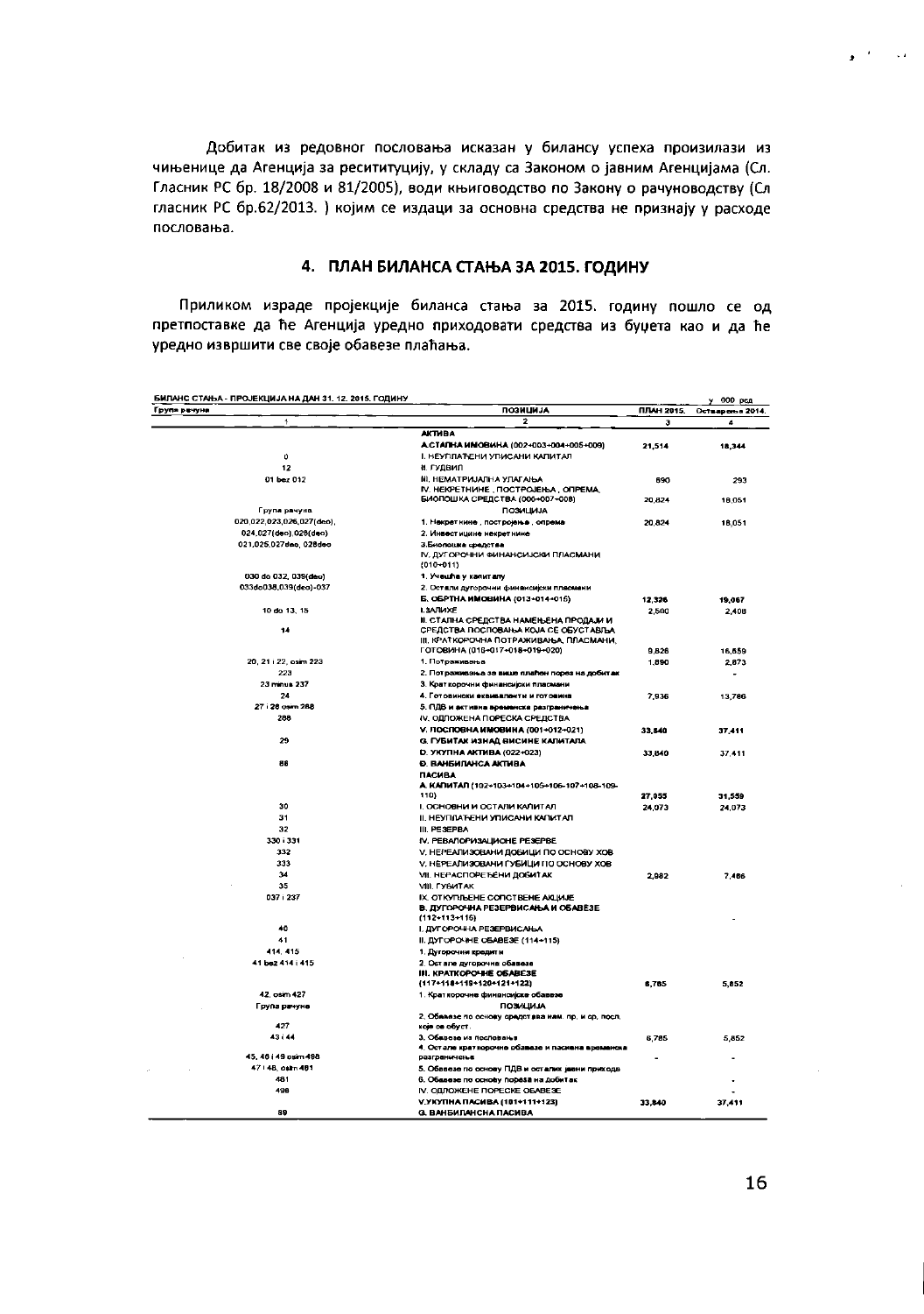Добитак из редовног пословања исказан у билансу успеха произилази из чињенице да Агенција за реситуцију, у складу са Законом о јавним Агенцијама (Сл. Гласник РС бр. 18/2008 и 81/2005), води књиговодство по Закону о рачуноводству (Сл гласник РС бр.62/2013. ) којим се издаци за основна средства не признају у расходе пословања.

## 4. ПЛАН БИЛАНСА СТАЊА ЗА 2015. ГОДИНУ

Приликом израде пројекције биланса стања за 2015. годину пошло се од претпоставке да ће Агенција уредно приходовати средства из буџета као и да ће уредно извршити све своје обавезе плаћања.

БИЛАНС СТАЊА - ПРОЈЕКЦИЈА НА ДАН 31. 12. 2015. ГОДИНУ

у 000 рсд

| Група рачуна | ПОЗИЦИЈА | ПЛАН 2015. | Остварење 2014. |
|---|---|---|---|
| 1 | 2 | 3 | 4 |
| | **АКТИВА** | | |
| | **А.СТАЛНА ИМОВИНА (002+003+004+005+009)** | 21,514 | 18,344 |
| 0 | I. НЕУПЛАЋЕНИ УПИСАНИ КАПИТАЛ | | |
| 12 | II. ГУДВИЛ | | |
| 01 bez 012 | III. НЕМАТЕРИЈАЛНА УЛАГАЊА | 690 | 293 |
| | IV. НЕКРЕТНИНЕ , ПОСТРОЈЕЊА , ОПРЕМА, БИОЛОШКА СРЕДСТВА (006+007+008) | 20,824 | 18,051 |
| Група рачуна | ПОЗИЦИЈА | | |
| 020,022,023,026,027(део), | 1. Некретнине , постројења , опрема | 20,824 | 18,051 |
| 024,027(део),028(део) | 2. Инвестиционе некретнине | | |
| 021,025,027део, 028део | 3.Биолошка средства | | |
| | IV. ДУГОРОЧНИ ФИНАНСИЈСКИ ПЛАСМАНИ (010+011) | | |
| 030 до 032, 039(део) | 1. Учешћа у капиталу | | |
| 033до038,039(део)-037 | 2. Остали дугорочни финансијски пласмани | | |
| | **Б. ОБРТНА ИМОВИНА (013+014+015)** | 12,326 | 19,067 |
| 10 до 13, 15 | I.ЗАЛИХЕ | 2,500 | 2,408 |
| 14 | II. СТАЛНА СРЕДСТВА НАМЕЊЕНА ПРОДАЈИ И СРЕДСТВА ПОСЛОВАЊА КОЈА СЕ ОБУСТАВЉА | | |
| | III. КРАТКОРОЧНА ПОТРАЖИВАЊА, ПЛАСМАНИ, ГОТОВИНА (016+017+018+019+020) | 9,826 | 16,659 |
| 20, 21 i 22, osim 223 | 1. Потраживања | 1,890 | 2,873 |
| 223 | 2. Потраживања за више плаћен порез на добитак | | - |
| 23 minus 237 | 3. Краткорочни финансијски пласмани | | |
| 24 | 4. Готовински еквиваленти и готовина | 7,936 | 13,786 |
| 27 i 28 osim 288 | 5. ПДВ и активна временска разграничења | | |
| 288 | IV. ОДЛОЖЕНА ПОРЕСКА СРЕДСТВА | | |
| | **V. ПОСЛОВНА ИМОВИНА (001+012+021)** | 33,840 | 37,411 |
| 29 | **G. ГУБИТАК ИЗНАД ВИСИНЕ КАПИТАЛА** | | |
| | **D. УКУПНА АКТИВА (022+023)** | 33,840 | 37,411 |
| 88 | **Ђ. ВАНБИЛАНСА АКТИВА** | | |
| | **ПАСИВА** | | |
| | **А. КАПИТАЛ (102+103+104+105+106-107+108-109-110)** | 27,055 | 31,559 |
| 30 | I. ОСНОВНИ И ОСТАЛИ КАПИТАЛ | 24,073 | 24,073 |
| 31 | II. НЕУПЛАЋЕНИ УПИСАНИ КАПИТАЛ | | |
| 32 | III. РЕЗЕРВА | | |
| 330 i 331 | IV. РЕВАЛОРИЗАЦИОНЕ РЕЗЕРВЕ | | |
| 332 | V. НЕРЕАЛИЗОВАНИ ДОБИЦИ ПО ОСНОВУ ХОВ | | |
| 333 | V. НЕРЕАЛИЗОВАНИ ГУБИЦИ ПО ОСНОВУ ХОВ | | |
| 34 | VII. НЕРАСПОРЕЂЕНИ ДОБИТАК | 2,982 | 7,486 |
| 35 | VIII. ГУБИТАК | | |
| 037 i 237 | IX. ОТКУПЉЕНЕ СОПСТВЕНЕ АКЦИЈЕ | | |
| | **В. ДУГОРОЧНА РЕЗЕРВИСАЊА И ОБАВЕЗЕ (112+113+116)** | | - |
| 40 | I. ДУГОРОЧНА РЕЗЕРВИСАЊА | | |
| 41 | II. ДУГОРОЧНЕ ОБАВЕЗЕ (114+115) | | |
| 414, 415 | 1. Дугорочни кредити | | |
| 41 bez 414 i 415 | 2. Остале дугорочне обавезе | | |
| | **III. КРАТКОРОЧНЕ ОБАВЕЗЕ (117+118+119+120+121+122)** | 6,785 | 5,852 |
| 42, osim 427 | 1. Краткорочне финансијске обавезе | | |
| Група рачуна | ПОЗИЦИЈА | | |
| 427 | 2. Обавезе по основу средстава нам. пр. и ср. посл. које се обуст. | | |
| 43 i 44 | 3. Обавезе из пословања | 6,785 | 5,852 |
| 45, 46 i 49 osim 498 | 4. Остале краткорочне обавезе и пасивна временска разграничења | - | - |
| 47 i 48, osim 481 | 5. Обавезе по основу ПДВ и осталих јавни прихода | | - |
| 481 | 6. Обавезе по основу пореза на добитак | | - |
| 498 | IV. ОДЛОЖЕНЕ ПОРЕСКЕ ОБАВЕЗЕ | | - |
| | **V.УКУПНА ПАСИВА (101+111+123)** | 33,840 | 37,411 |
| 89 | **G. ВАНБИЛАНСНА ПАСИВА** | | |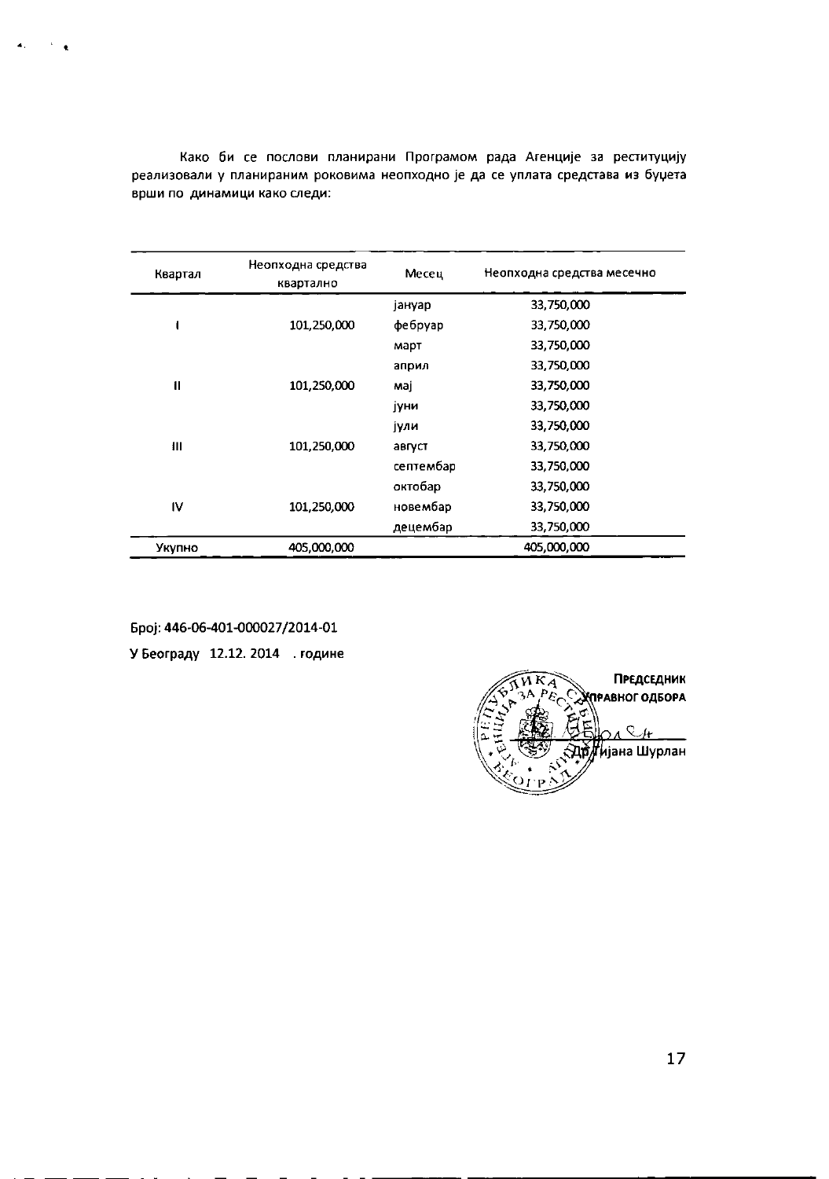Како би се послови планирани Програмом рада Агенције за реституцију реализовали у планираним роковима неопходно је да се уплата средстава из буџета врши по динамици како следи:

| Квартал | Неопходна средства квартално | Месец | Неопходна средства месечно |
|---|---|---|---|
| I | 101,250,000 | јануар | 33,750,000 |
| | | фебруар | 33,750,000 |
| | | март | 33,750,000 |
| II | 101,250,000 | април | 33,750,000 |
| | | мај | 33,750,000 |
| | | јуни | 33,750,000 |
| III | 101,250,000 | јули | 33,750,000 |
| | | август | 33,750,000 |
| | | септембар | 33,750,000 |
| IV | 101,250,000 | октобар | 33,750,000 |
| | | новембар | 33,750,000 |
| | | децембар | 33,750,000 |
| Укупно | 405,000,000 | | 405,000,000 |

**Број: 446-06-401-000027/2014-01**

**У Београду 12.12. 2014 . године**

**ПРЕДСЕДНИК УПРАВНОГ ОДБОРА**

Др Дијана Шурлан